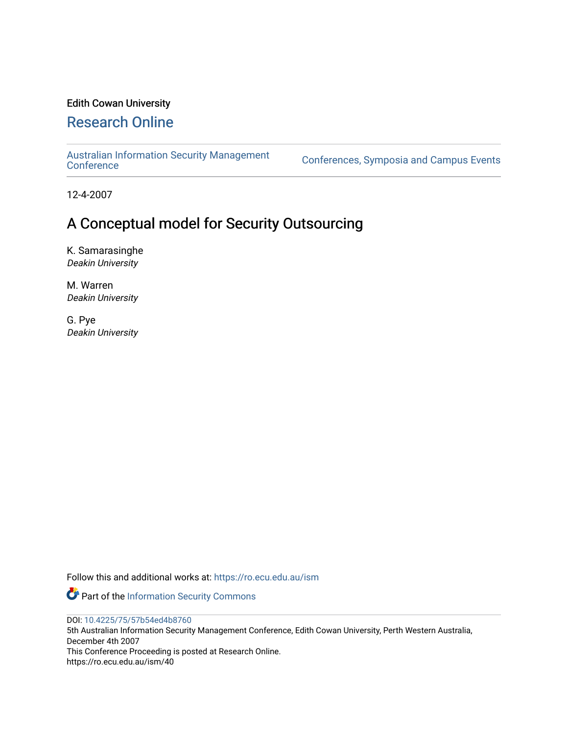Edith Cowan University

## Research Online

Australian Information Security Management Conference | Conferences, Symposia and Campus Events

12-4-2007

# A Conceptual model for Security Outsourcing

K. Samarasinghe
*Deakin University*

M. Warren
*Deakin University*

G. Pye
*Deakin University*

Follow this and additional works at: https://ro.ecu.edu.au/ism

Part of the Information Security Commons

DOI: 10.4225/75/57b54ed4b8760

5th Australian Information Security Management Conference, Edith Cowan University, Perth Western Australia, December 4th 2007

This Conference Proceeding is posted at Research Online.

https://ro.ecu.edu.au/ism/40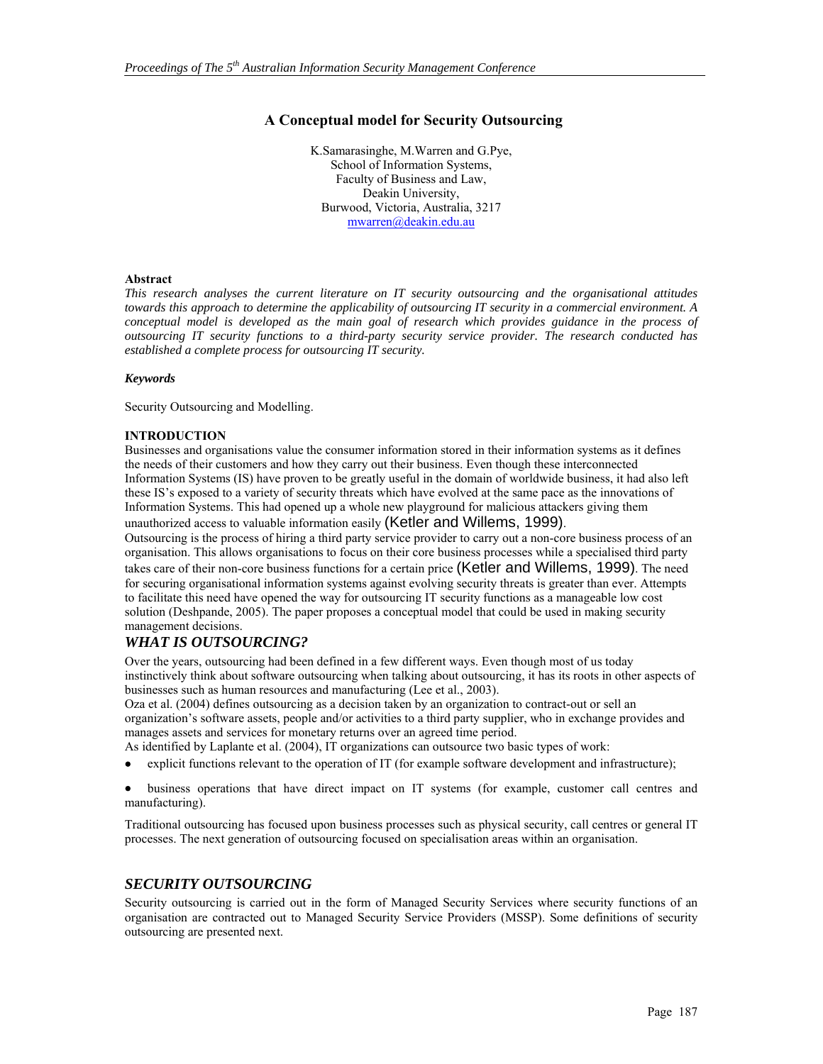# A Conceptual model for Security Outsourcing

K.Samarasinghe, M.Warren and G.Pye,
School of Information Systems,
Faculty of Business and Law,
Deakin University,
Burwood, Victoria, Australia, 3217
mwarren@deakin.edu.au

**Abstract**

*This research analyses the current literature on IT security outsourcing and the organisational attitudes towards this approach to determine the applicability of outsourcing IT security in a commercial environment. A conceptual model is developed as the main goal of research which provides guidance in the process of outsourcing IT security functions to a third-party security service provider. The research conducted has established a complete process for outsourcing IT security.*

***Keywords***

Security Outsourcing and Modelling.

**INTRODUCTION**

Businesses and organisations value the consumer information stored in their information systems as it defines the needs of their customers and how they carry out their business. Even though these interconnected Information Systems (IS) have proven to be greatly useful in the domain of worldwide business, it had also left these IS's exposed to a variety of security threats which have evolved at the same pace as the innovations of Information Systems. This had opened up a whole new playground for malicious attackers giving them unauthorized access to valuable information easily (Ketler and Willems, 1999).

Outsourcing is the process of hiring a third party service provider to carry out a non-core business process of an organisation. This allows organisations to focus on their core business processes while a specialised third party takes care of their non-core business functions for a certain price (Ketler and Willems, 1999). The need for securing organisational information systems against evolving security threats is greater than ever. Attempts to facilitate this need have opened the way for outsourcing IT security functions as a manageable low cost solution (Deshpande, 2005). The paper proposes a conceptual model that could be used in making security management decisions.

## *WHAT IS OUTSOURCING?*

Over the years, outsourcing had been defined in a few different ways. Even though most of us today instinctively think about software outsourcing when talking about outsourcing, it has its roots in other aspects of businesses such as human resources and manufacturing (Lee et al., 2003).

Oza et al. (2004) defines outsourcing as a decision taken by an organization to contract-out or sell an organization's software assets, people and/or activities to a third party supplier, who in exchange provides and manages assets and services for monetary returns over an agreed time period.

As identified by Laplante et al. (2004), IT organizations can outsource two basic types of work:

- explicit functions relevant to the operation of IT (for example software development and infrastructure);
- business operations that have direct impact on IT systems (for example, customer call centres and manufacturing).

Traditional outsourcing has focused upon business processes such as physical security, call centres or general IT processes. The next generation of outsourcing focused on specialisation areas within an organisation.

## *SECURITY OUTSOURCING*

Security outsourcing is carried out in the form of Managed Security Services where security functions of an organisation are contracted out to Managed Security Service Providers (MSSP). Some definitions of security outsourcing are presented next.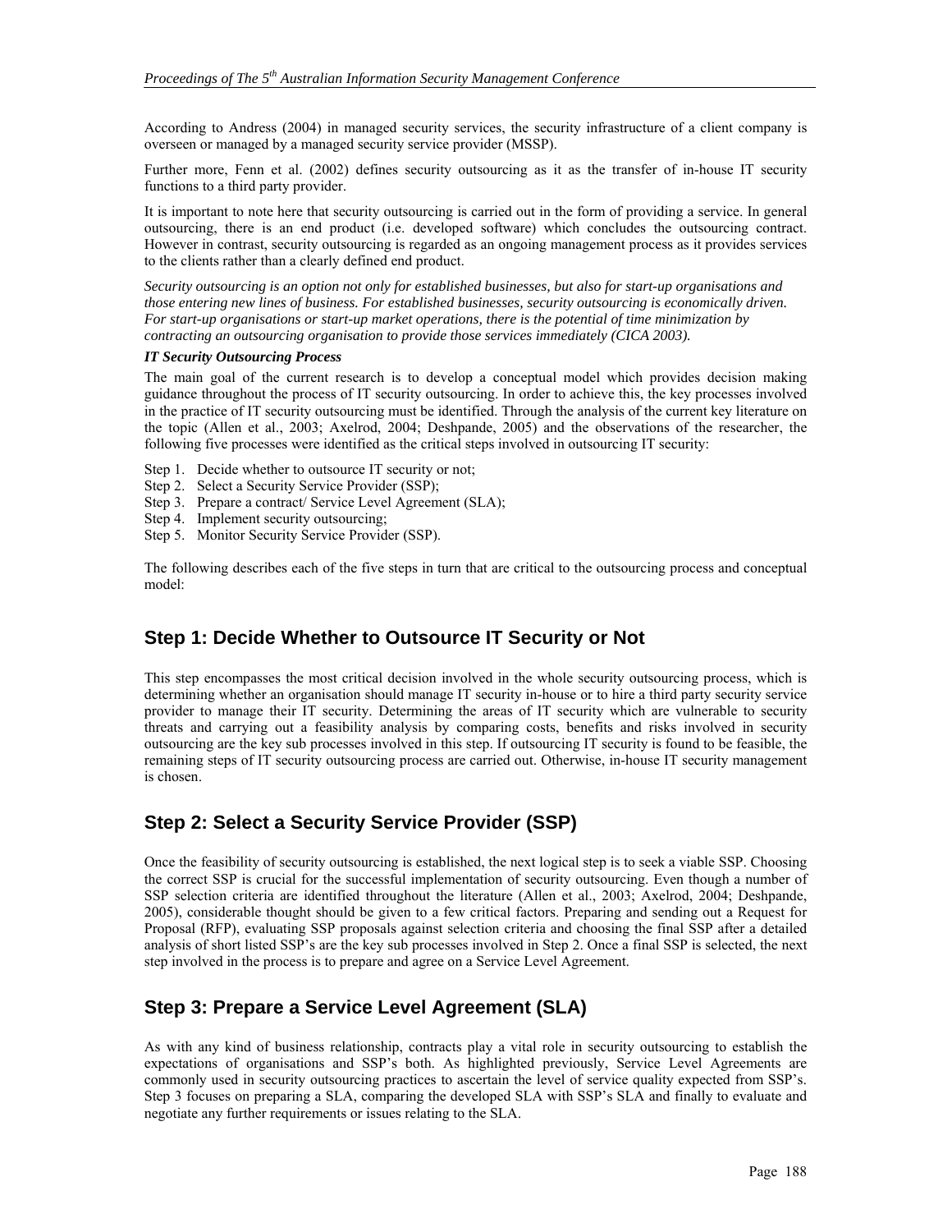According to Andress (2004) in managed security services, the security infrastructure of a client company is overseen or managed by a managed security service provider (MSSP).

Further more, Fenn et al. (2002) defines security outsourcing as it as the transfer of in-house IT security functions to a third party provider.

It is important to note here that security outsourcing is carried out in the form of providing a service. In general outsourcing, there is an end product (i.e. developed software) which concludes the outsourcing contract. However in contrast, security outsourcing is regarded as an ongoing management process as it provides services to the clients rather than a clearly defined end product.

*Security outsourcing is an option not only for established businesses, but also for start-up organisations and those entering new lines of business. For established businesses, security outsourcing is economically driven. For start-up organisations or start-up market operations, there is the potential of time minimization by contracting an outsourcing organisation to provide those services immediately (CICA 2003).*

***IT Security Outsourcing Process***

The main goal of the current research is to develop a conceptual model which provides decision making guidance throughout the process of IT security outsourcing. In order to achieve this, the key processes involved in the practice of IT security outsourcing must be identified. Through the analysis of the current key literature on the topic (Allen et al., 2003; Axelrod, 2004; Deshpande, 2005) and the observations of the researcher, the following five processes were identified as the critical steps involved in outsourcing IT security:

- Step 1. Decide whether to outsource IT security or not;
- Step 2. Select a Security Service Provider (SSP);
- Step 3. Prepare a contract/ Service Level Agreement (SLA);
- Step 4. Implement security outsourcing;
- Step 5. Monitor Security Service Provider (SSP).

The following describes each of the five steps in turn that are critical to the outsourcing process and conceptual model:

## Step 1: Decide Whether to Outsource IT Security or Not

This step encompasses the most critical decision involved in the whole security outsourcing process, which is determining whether an organisation should manage IT security in-house or to hire a third party security service provider to manage their IT security. Determining the areas of IT security which are vulnerable to security threats and carrying out a feasibility analysis by comparing costs, benefits and risks involved in security outsourcing are the key sub processes involved in this step. If outsourcing IT security is found to be feasible, the remaining steps of IT security outsourcing process are carried out. Otherwise, in-house IT security management is chosen.

## Step 2: Select a Security Service Provider (SSP)

Once the feasibility of security outsourcing is established, the next logical step is to seek a viable SSP. Choosing the correct SSP is crucial for the successful implementation of security outsourcing. Even though a number of SSP selection criteria are identified throughout the literature (Allen et al., 2003; Axelrod, 2004; Deshpande, 2005), considerable thought should be given to a few critical factors. Preparing and sending out a Request for Proposal (RFP), evaluating SSP proposals against selection criteria and choosing the final SSP after a detailed analysis of short listed SSP's are the key sub processes involved in Step 2. Once a final SSP is selected, the next step involved in the process is to prepare and agree on a Service Level Agreement.

## Step 3: Prepare a Service Level Agreement (SLA)

As with any kind of business relationship, contracts play a vital role in security outsourcing to establish the expectations of organisations and SSP's both. As highlighted previously, Service Level Agreements are commonly used in security outsourcing practices to ascertain the level of service quality expected from SSP's. Step 3 focuses on preparing a SLA, comparing the developed SLA with SSP's SLA and finally to evaluate and negotiate any further requirements or issues relating to the SLA.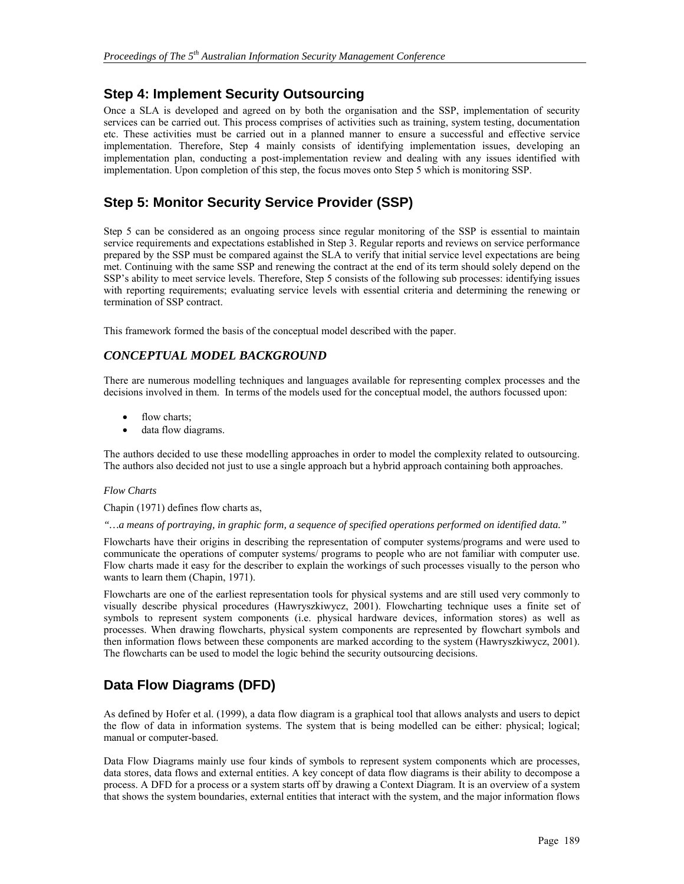## Step 4: Implement Security Outsourcing

Once a SLA is developed and agreed on by both the organisation and the SSP, implementation of security services can be carried out. This process comprises of activities such as training, system testing, documentation etc. These activities must be carried out in a planned manner to ensure a successful and effective service implementation. Therefore, Step 4 mainly consists of identifying implementation issues, developing an implementation plan, conducting a post-implementation review and dealing with any issues identified with implementation. Upon completion of this step, the focus moves onto Step 5 which is monitoring SSP.

## Step 5: Monitor Security Service Provider (SSP)

Step 5 can be considered as an ongoing process since regular monitoring of the SSP is essential to maintain service requirements and expectations established in Step 3. Regular reports and reviews on service performance prepared by the SSP must be compared against the SLA to verify that initial service level expectations are being met. Continuing with the same SSP and renewing the contract at the end of its term should solely depend on the SSP's ability to meet service levels. Therefore, Step 5 consists of the following sub processes: identifying issues with reporting requirements; evaluating service levels with essential criteria and determining the renewing or termination of SSP contract.

This framework formed the basis of the conceptual model described with the paper.

### *CONCEPTUAL MODEL BACKGROUND*

There are numerous modelling techniques and languages available for representing complex processes and the decisions involved in them. In terms of the models used for the conceptual model, the authors focussed upon:

- flow charts;
- data flow diagrams.

The authors decided to use these modelling approaches in order to model the complexity related to outsourcing. The authors also decided not just to use a single approach but a hybrid approach containing both approaches.

*Flow Charts*

Chapin (1971) defines flow charts as,

*"…a means of portraying, in graphic form, a sequence of specified operations performed on identified data."*

Flowcharts have their origins in describing the representation of computer systems/programs and were used to communicate the operations of computer systems/ programs to people who are not familiar with computer use. Flow charts made it easy for the describer to explain the workings of such processes visually to the person who wants to learn them (Chapin, 1971).

Flowcharts are one of the earliest representation tools for physical systems and are still used very commonly to visually describe physical procedures (Hawryszkiwycz, 2001). Flowcharting technique uses a finite set of symbols to represent system components (i.e. physical hardware devices, information stores) as well as processes. When drawing flowcharts, physical system components are represented by flowchart symbols and then information flows between these components are marked according to the system (Hawryszkiwycz, 2001). The flowcharts can be used to model the logic behind the security outsourcing decisions.

## Data Flow Diagrams (DFD)

As defined by Hofer et al. (1999), a data flow diagram is a graphical tool that allows analysts and users to depict the flow of data in information systems. The system that is being modelled can be either: physical; logical; manual or computer-based.

Data Flow Diagrams mainly use four kinds of symbols to represent system components which are processes, data stores, data flows and external entities. A key concept of data flow diagrams is their ability to decompose a process. A DFD for a process or a system starts off by drawing a Context Diagram. It is an overview of a system that shows the system boundaries, external entities that interact with the system, and the major information flows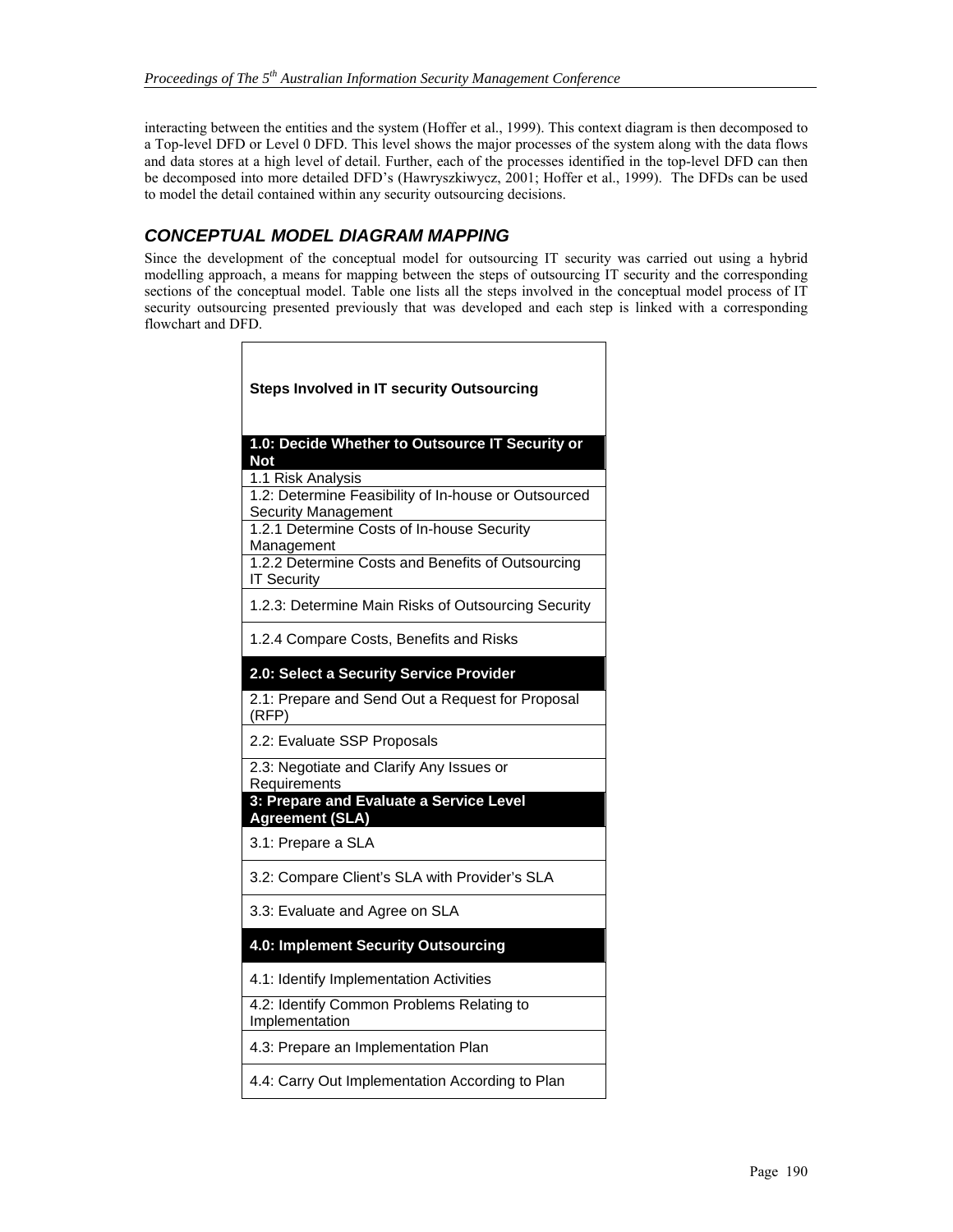interacting between the entities and the system (Hoffer et al., 1999). This context diagram is then decomposed to a Top-level DFD or Level 0 DFD. This level shows the major processes of the system along with the data flows and data stores at a high level of detail. Further, each of the processes identified in the top-level DFD can then be decomposed into more detailed DFD's (Hawryszkiwycz, 2001; Hoffer et al., 1999). The DFDs can be used to model the detail contained within any security outsourcing decisions.

## CONCEPTUAL MODEL DIAGRAM MAPPING

Since the development of the conceptual model for outsourcing IT security was carried out using a hybrid modelling approach, a means for mapping between the steps of outsourcing IT security and the corresponding sections of the conceptual model. Table one lists all the steps involved in the conceptual model process of IT security outsourcing presented previously that was developed and each step is linked with a corresponding flowchart and DFD.

| **Steps Involved in IT security Outsourcing** |
|---|
| **1.0: Decide Whether to Outsource IT Security or Not** |
| 1.1 Risk Analysis |
| 1.2: Determine Feasibility of In-house or Outsourced Security Management |
| 1.2.1 Determine Costs of In-house Security Management |
| 1.2.2 Determine Costs and Benefits of Outsourcing IT Security |
| 1.2.3: Determine Main Risks of Outsourcing Security |
| 1.2.4 Compare Costs, Benefits and Risks |
| **2.0: Select a Security Service Provider** |
| 2.1: Prepare and Send Out a Request for Proposal (RFP) |
| 2.2: Evaluate SSP Proposals |
| 2.3: Negotiate and Clarify Any Issues or Requirements |
| **3: Prepare and Evaluate a Service Level Agreement (SLA)** |
| 3.1: Prepare a SLA |
| 3.2: Compare Client's SLA with Provider's SLA |
| 3.3: Evaluate and Agree on SLA |
| **4.0: Implement Security Outsourcing** |
| 4.1: Identify Implementation Activities |
| 4.2: Identify Common Problems Relating to Implementation |
| 4.3: Prepare an Implementation Plan |
| 4.4: Carry Out Implementation According to Plan |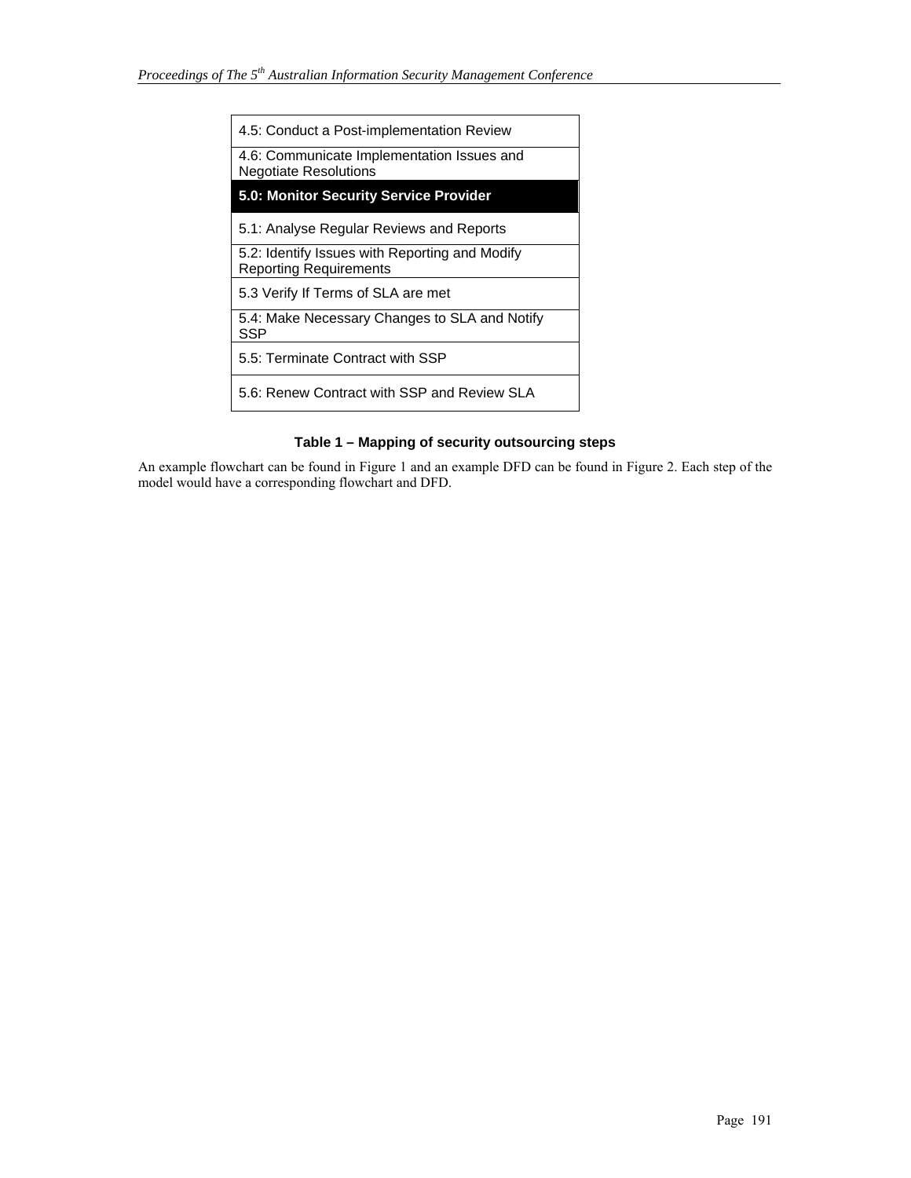| 4.5: Conduct a Post-implementation Review |
| --- |
| 4.6: Communicate Implementation Issues and Negotiate Resolutions |
| **5.0: Monitor Security Service Provider** |
| 5.1: Analyse Regular Reviews and Reports |
| 5.2: Identify Issues with Reporting and Modify Reporting Requirements |
| 5.3 Verify If Terms of SLA are met |
| 5.4: Make Necessary Changes to SLA and Notify SSP |
| 5.5: Terminate Contract with SSP |
| 5.6: Renew Contract with SSP and Review SLA |

**Table 1 – Mapping of security outsourcing steps**

An example flowchart can be found in Figure 1 and an example DFD can be found in Figure 2. Each step of the model would have a corresponding flowchart and DFD.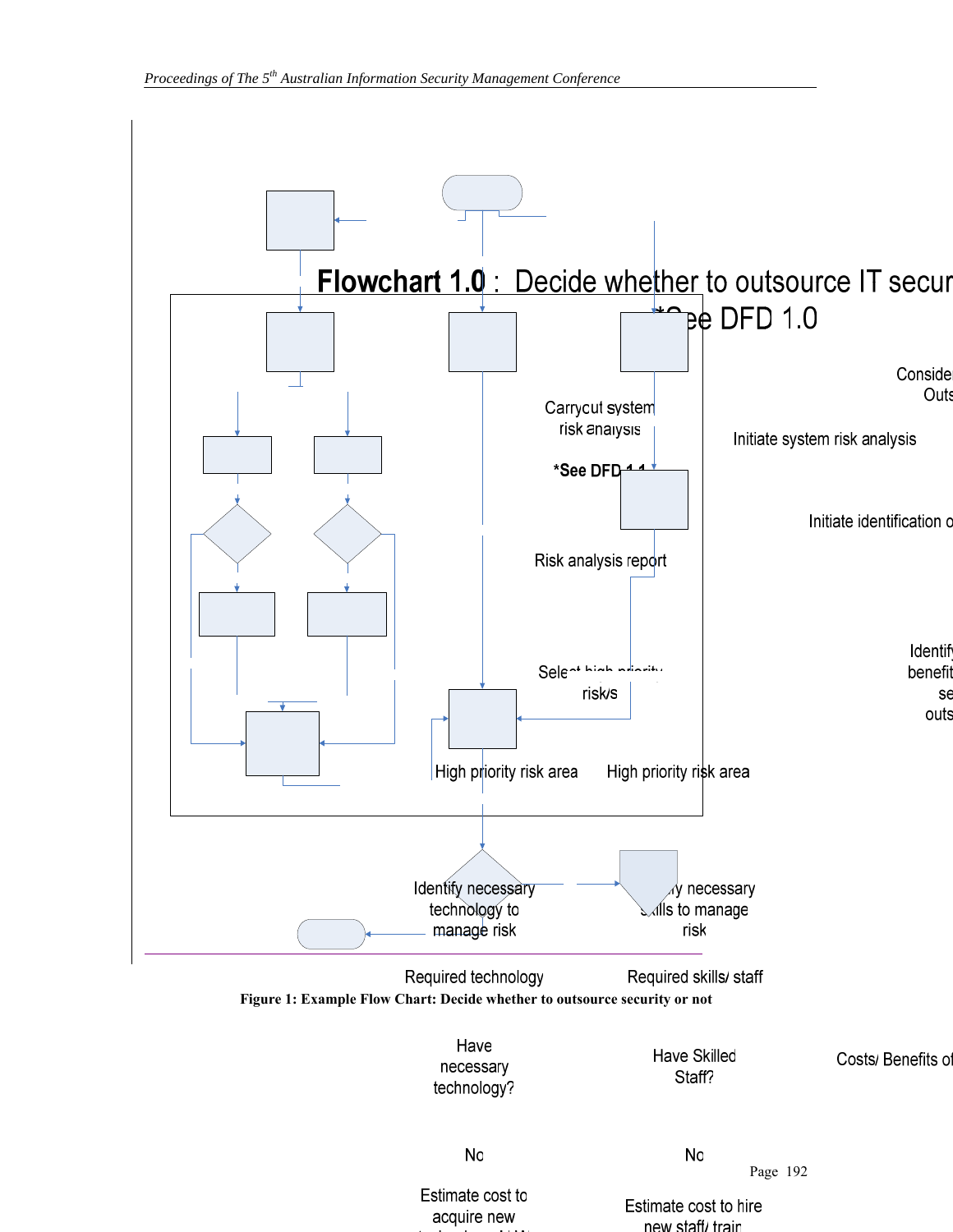**Flowchart 1.0** : Decide whether to outsource IT secur

*See DFD 1.0

Conside
Outs

Carrycut system
risk analysis

*See DFD 1.1

Initiate system risk analysis

Initiate identification o

Risk analysis report

Identify
benefit
se
outs

Select high priority
risk/s

High priority risk area

High priority risk area

Identify necessary
technology to
manage risk

Identify necessary
skills to manage
risk

Required technology

Required skills/ staff

**Figure 1: Example Flow Chart: Decide whether to outsource security or not**

Have
necessary
technology?

Have Skilled
Staff?

Costs/ Benefits of

No

No

Estimate cost to
acquire new

Estimate cost to hire
new staff/ train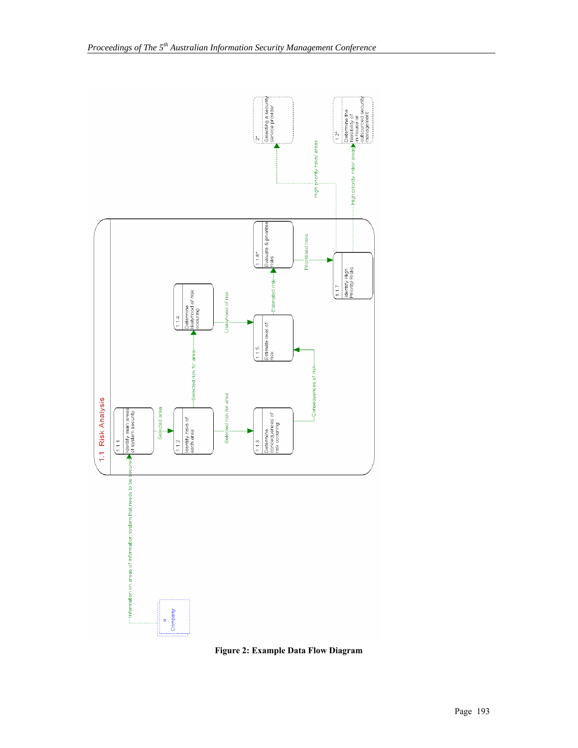**Figure 2: Example Data Flow Diagram**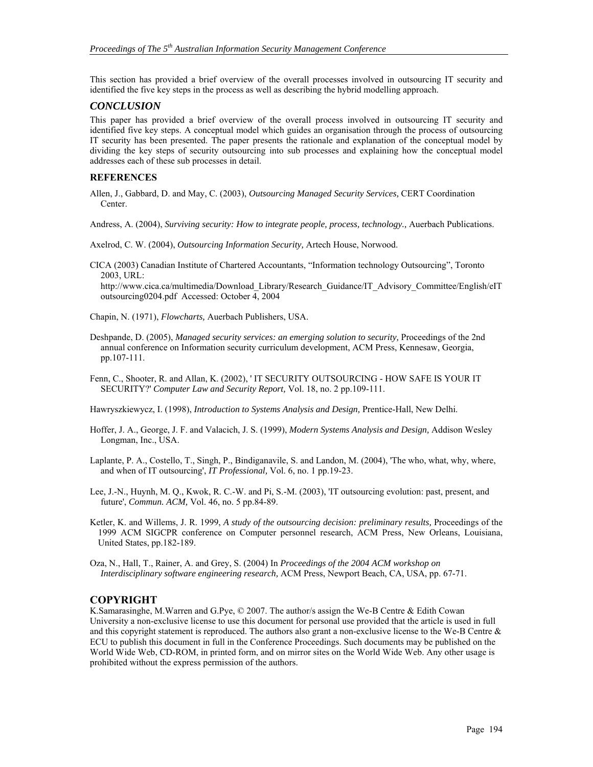This section has provided a brief overview of the overall processes involved in outsourcing IT security and identified the five key steps in the process as well as describing the hybrid modelling approach.

## *CONCLUSION*

This paper has provided a brief overview of the overall process involved in outsourcing IT security and identified five key steps. A conceptual model which guides an organisation through the process of outsourcing IT security has been presented. The paper presents the rationale and explanation of the conceptual model by dividing the key steps of security outsourcing into sub processes and explaining how the conceptual model addresses each of these sub processes in detail.

### REFERENCES

Allen, J., Gabbard, D. and May, C. (2003), *Outsourcing Managed Security Services,* CERT Coordination Center.

Andress, A. (2004), *Surviving security: How to integrate people, process, technology.,* Auerbach Publications.

Axelrod, C. W. (2004), *Outsourcing Information Security,* Artech House, Norwood.

CICA (2003) Canadian Institute of Chartered Accountants, "Information technology Outsourcing", Toronto 2003, URL: http://www.cica.ca/multimedia/Download_Library/Research_Guidance/IT_Advisory_Committee/English/eIToutsourcing0204.pdf Accessed: October 4, 2004

Chapin, N. (1971), *Flowcharts,* Auerbach Publishers, USA.

Deshpande, D. (2005), *Managed security services: an emerging solution to security,* Proceedings of the 2nd annual conference on Information security curriculum development, ACM Press, Kennesaw, Georgia, pp.107-111.

Fenn, C., Shooter, R. and Allan, K. (2002), ' IT SECURITY OUTSOURCING - HOW SAFE IS YOUR IT SECURITY?' *Computer Law and Security Report,* Vol. 18, no. 2 pp.109-111.

Hawryszkiewycz, I. (1998), *Introduction to Systems Analysis and Design,* Prentice-Hall, New Delhi.

Hoffer, J. A., George, J. F. and Valacich, J. S. (1999), *Modern Systems Analysis and Design,* Addison Wesley Longman, Inc., USA.

Laplante, P. A., Costello, T., Singh, P., Bindiganavile, S. and Landon, M. (2004), 'The who, what, why, where, and when of IT outsourcing', *IT Professional,* Vol. 6, no. 1 pp.19-23.

Lee, J.-N., Huynh, M. Q., Kwok, R. C.-W. and Pi, S.-M. (2003), 'IT outsourcing evolution: past, present, and future', *Commun. ACM,* Vol. 46, no. 5 pp.84-89.

Ketler, K. and Willems, J. R. 1999, *A study of the outsourcing decision: preliminary results,* Proceedings of the 1999 ACM SIGCPR conference on Computer personnel research, ACM Press, New Orleans, Louisiana, United States, pp.182-189.

Oza, N., Hall, T., Rainer, A. and Grey, S. (2004) In *Proceedings of the 2004 ACM workshop on Interdisciplinary software engineering research,* ACM Press, Newport Beach, CA, USA, pp. 67-71.

## COPYRIGHT

K.Samarasinghe, M.Warren and G.Pye, © 2007. The author/s assign the We-B Centre & Edith Cowan University a non-exclusive license to use this document for personal use provided that the article is used in full and this copyright statement is reproduced. The authors also grant a non-exclusive license to the We-B Centre & ECU to publish this document in full in the Conference Proceedings. Such documents may be published on the World Wide Web, CD-ROM, in printed form, and on mirror sites on the World Wide Web. Any other usage is prohibited without the express permission of the authors.